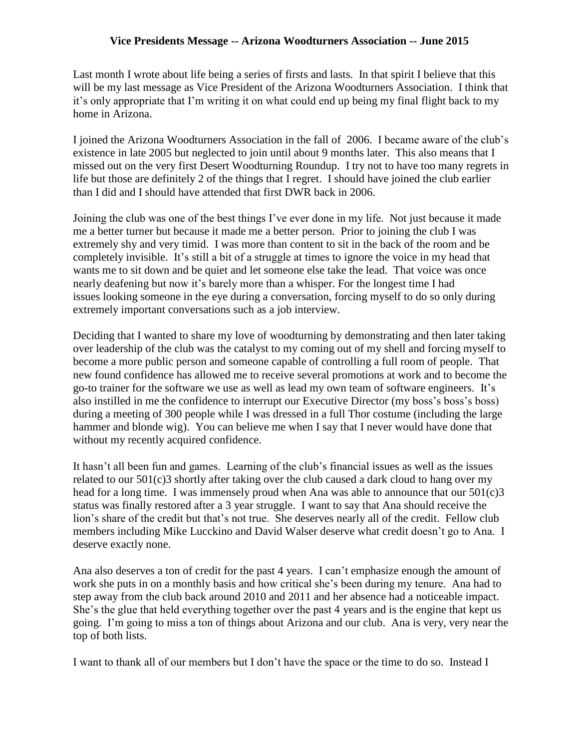# Vice Presidents Message -- Arizona Woodturners Association -- June 2015

Last month I wrote about life being a series of firsts and lasts. In that spirit I believe that this will be my last message as Vice President of the Arizona Woodturners Association. I think that it's only appropriate that I'm writing it on what could end up being my final flight back to my home in Arizona.

I joined the Arizona Woodturners Association in the fall of 2006. I became aware of the club's existence in late 2005 but neglected to join until about 9 months later. This also means that I missed out on the very first Desert Woodturning Roundup. I try not to have too many regrets in life but those are definitely 2 of the things that I regret. I should have joined the club earlier than I did and I should have attended that first DWR back in 2006.

Joining the club was one of the best things I've ever done in my life. Not just because it made me a better turner but because it made me a better person. Prior to joining the club I was extremely shy and very timid. I was more than content to sit in the back of the room and be completely invisible. It's still a bit of a struggle at times to ignore the voice in my head that wants me to sit down and be quiet and let someone else take the lead. That voice was once nearly deafening but now it's barely more than a whisper. For the longest time I had issues looking someone in the eye during a conversation, forcing myself to do so only during extremely important conversations such as a job interview.

Deciding that I wanted to share my love of woodturning by demonstrating and then later taking over leadership of the club was the catalyst to my coming out of my shell and forcing myself to become a more public person and someone capable of controlling a full room of people. That new found confidence has allowed me to receive several promotions at work and to become the go-to trainer for the software we use as well as lead my own team of software engineers. It's also instilled in me the confidence to interrupt our Executive Director (my boss's boss's boss) during a meeting of 300 people while I was dressed in a full Thor costume (including the large hammer and blonde wig). You can believe me when I say that I never would have done that without my recently acquired confidence.

It hasn't all been fun and games. Learning of the club's financial issues as well as the issues related to our 501(c)3 shortly after taking over the club caused a dark cloud to hang over my head for a long time. I was immensely proud when Ana was able to announce that our 501(c)3 status was finally restored after a 3 year struggle. I want to say that Ana should receive the lion's share of the credit but that's not true. She deserves nearly all of the credit. Fellow club members including Mike Lucckino and David Walser deserve what credit doesn't go to Ana. I deserve exactly none.

Ana also deserves a ton of credit for the past 4 years. I can't emphasize enough the amount of work she puts in on a monthly basis and how critical she's been during my tenure. Ana had to step away from the club back around 2010 and 2011 and her absence had a noticeable impact. She's the glue that held everything together over the past 4 years and is the engine that kept us going. I'm going to miss a ton of things about Arizona and our club. Ana is very, very near the top of both lists.

I want to thank all of our members but I don't have the space or the time to do so. Instead I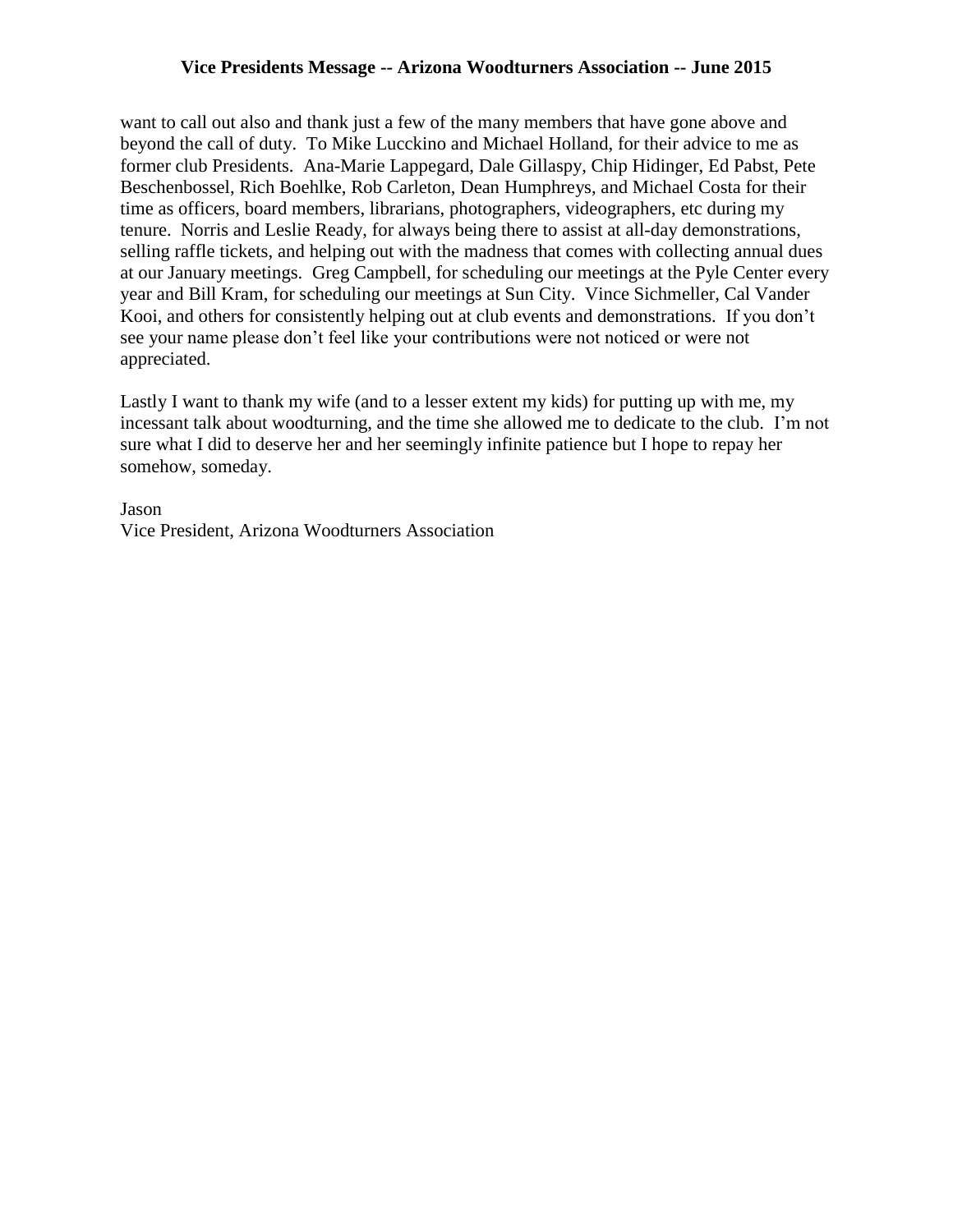want to call out also and thank just a few of the many members that have gone above and beyond the call of duty. To Mike Lucckino and Michael Holland, for their advice to me as former club Presidents. Ana-Marie Lappegard, Dale Gillaspy, Chip Hidinger, Ed Pabst, Pete Beschenbossel, Rich Boehlke, Rob Carleton, Dean Humphreys, and Michael Costa for their time as officers, board members, librarians, photographers, videographers, etc during my tenure. Norris and Leslie Ready, for always being there to assist at all-day demonstrations, selling raffle tickets, and helping out with the madness that comes with collecting annual dues at our January meetings. Greg Campbell, for scheduling our meetings at the Pyle Center every year and Bill Kram, for scheduling our meetings at Sun City. Vince Sichmeller, Cal Vander Kooi, and others for consistently helping out at club events and demonstrations. If you don't see your name please don't feel like your contributions were not noticed or were not appreciated.

Lastly I want to thank my wife (and to a lesser extent my kids) for putting up with me, my incessant talk about woodturning, and the time she allowed me to dedicate to the club. I'm not sure what I did to deserve her and her seemingly infinite patience but I hope to repay her somehow, someday.

Jason
Vice President, Arizona Woodturners Association